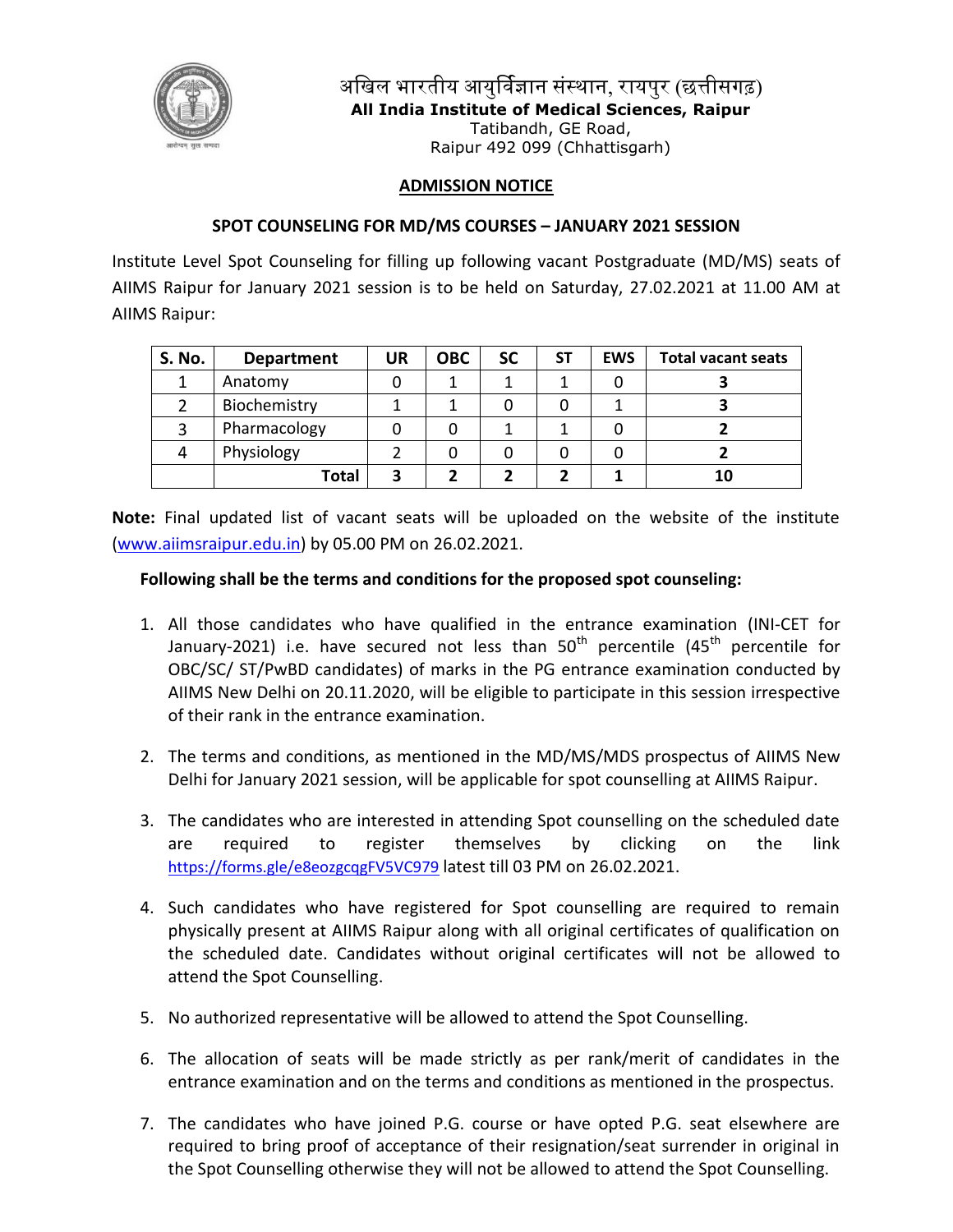अखिल भारतीय आयुर्विज्ञान संस्थान, रायपुर (छत्तीसगढ़)
**All India Institute of Medical Sciences, Raipur**
Tatibandh, GE Road,
Raipur 492 099 (Chhattisgarh)

## ADMISSION NOTICE

### SPOT COUNSELING FOR MD/MS COURSES – JANUARY 2021 SESSION

Institute Level Spot Counseling for filling up following vacant Postgraduate (MD/MS) seats of AIIMS Raipur for January 2021 session is to be held on Saturday, 27.02.2021 at 11.00 AM at AIIMS Raipur:

| S. No. | Department | UR | OBC | SC | ST | EWS | Total vacant seats |
|---|---|---|---|---|---|---|---|
| 1 | Anatomy | 0 | 1 | 1 | 1 | 0 | **3** |
| 2 | Biochemistry | 1 | 1 | 0 | 0 | 1 | **3** |
| 3 | Pharmacology | 0 | 0 | 1 | 1 | 0 | **2** |
| 4 | Physiology | 2 | 0 | 0 | 0 | 0 | **2** |
| | **Total** | **3** | **2** | **2** | **2** | **1** | **10** |

**Note:** Final updated list of vacant seats will be uploaded on the website of the institute (www.aiimsraipur.edu.in) by 05.00 PM on 26.02.2021.

**Following shall be the terms and conditions for the proposed spot counseling:**

1. All those candidates who have qualified in the entrance examination (INI-CET for January-2021) i.e. have secured not less than 50th percentile (45th percentile for OBC/SC/ ST/PwBD candidates) of marks in the PG entrance examination conducted by AIIMS New Delhi on 20.11.2020, will be eligible to participate in this session irrespective of their rank in the entrance examination.

2. The terms and conditions, as mentioned in the MD/MS/MDS prospectus of AIIMS New Delhi for January 2021 session, will be applicable for spot counselling at AIIMS Raipur.

3. The candidates who are interested in attending Spot counselling on the scheduled date are required to register themselves by clicking on the link https://forms.gle/e8eozgcqgFV5VC979 latest till 03 PM on 26.02.2021.

4. Such candidates who have registered for Spot counselling are required to remain physically present at AIIMS Raipur along with all original certificates of qualification on the scheduled date. Candidates without original certificates will not be allowed to attend the Spot Counselling.

5. No authorized representative will be allowed to attend the Spot Counselling.

6. The allocation of seats will be made strictly as per rank/merit of candidates in the entrance examination and on the terms and conditions as mentioned in the prospectus.

7. The candidates who have joined P.G. course or have opted P.G. seat elsewhere are required to bring proof of acceptance of their resignation/seat surrender in original in the Spot Counselling otherwise they will not be allowed to attend the Spot Counselling.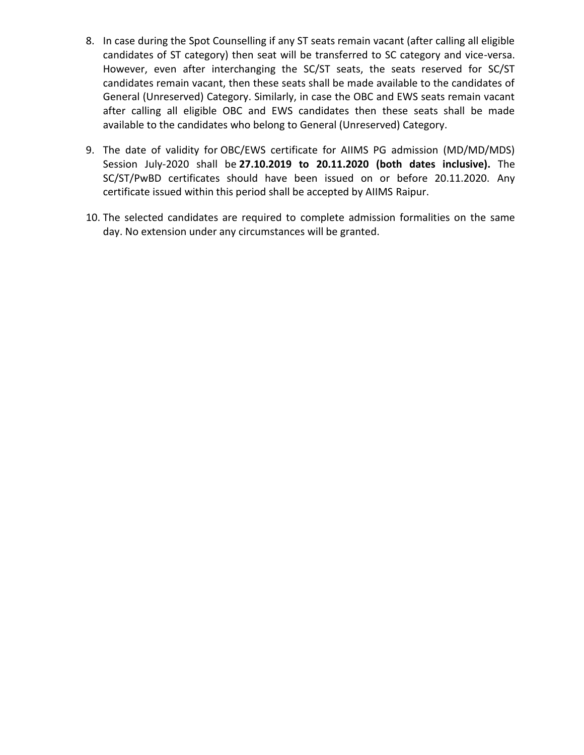8. In case during the Spot Counselling if any ST seats remain vacant (after calling all eligible candidates of ST category) then seat will be transferred to SC category and vice-versa. However, even after interchanging the SC/ST seats, the seats reserved for SC/ST candidates remain vacant, then these seats shall be made available to the candidates of General (Unreserved) Category. Similarly, in case the OBC and EWS seats remain vacant after calling all eligible OBC and EWS candidates then these seats shall be made available to the candidates who belong to General (Unreserved) Category.

9. The date of validity for OBC/EWS certificate for AIIMS PG admission (MD/MD/MDS) Session July-2020 shall be **27.10.2019 to 20.11.2020 (both dates inclusive).** The SC/ST/PwBD certificates should have been issued on or before 20.11.2020. Any certificate issued within this period shall be accepted by AIIMS Raipur.

10. The selected candidates are required to complete admission formalities on the same day. No extension under any circumstances will be granted.